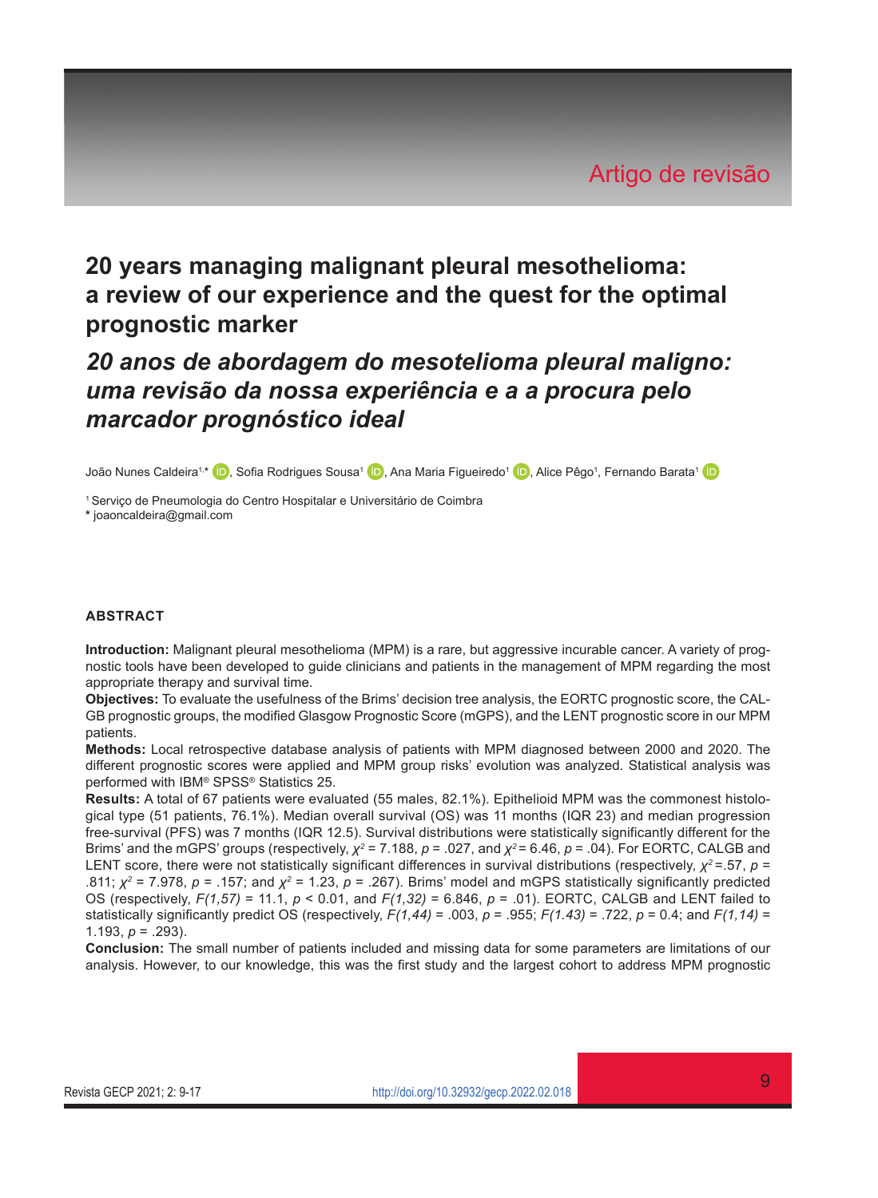Artigo de revisão

# 20 years managing malignant pleural mesothelioma: a review of our experience and the quest for the optimal prognostic marker

## *20 anos de abordagem do mesotelioma pleural maligno: uma revisão da nossa experiência e a a procura pelo marcador prognóstico ideal*

João Nunes Caldeira[1,*], Sofia Rodrigues Sousa[1], Ana Maria Figueiredo[1], Alice Pêgo[1], Fernando Barata[1]

[1] Serviço de Pneumologia do Centro Hospitalar e Universitário de Coimbra
**\*** joaoncaldeira@gmail.com

### ABSTRACT

**Introduction:** Malignant pleural mesothelioma (MPM) is a rare, but aggressive incurable cancer. A variety of prognostic tools have been developed to guide clinicians and patients in the management of MPM regarding the most appropriate therapy and survival time.

**Objectives:** To evaluate the usefulness of the Brims' decision tree analysis, the EORTC prognostic score, the CALGB prognostic groups, the modified Glasgow Prognostic Score (mGPS), and the LENT prognostic score in our MPM patients.

**Methods:** Local retrospective database analysis of patients with MPM diagnosed between 2000 and 2020. The different prognostic scores were applied and MPM group risks' evolution was analyzed. Statistical analysis was performed with IBM® SPSS® Statistics 25.

**Results:** A total of 67 patients were evaluated (55 males, 82.1%). Epithelioid MPM was the commonest histological type (51 patients, 76.1%). Median overall survival (OS) was 11 months (IQR 23) and median progression free-survival (PFS) was 7 months (IQR 12.5). Survival distributions were statistically significantly different for the Brims' and the mGPS' groups (respectively, $\chi^2 = 7.188$, $p = .027$, and $\chi^2 = 6.46$, $p = .04$). For EORTC, CALGB and LENT score, there were not statistically significant differences in survival distributions (respectively, $\chi^2 = .57$, $p = .811$; $\chi^2 = 7.978$, $p = .157$; and $\chi^2 = 1.23$, $p = .267$). Brims' model and mGPS statistically significantly predicted OS (respectively, $F(1,57) = 11.1$, $p < 0.01$, and $F(1,32) = 6.846$, $p = .01$). EORTC, CALGB and LENT failed to statistically significantly predict OS (respectively, $F(1,44) = .003$, $p = .955$; $F(1.43) = .722$, $p = 0.4$; and $F(1,14) = 1.193$, $p = .293$).

**Conclusion:** The small number of patients included and missing data for some parameters are limitations of our analysis. However, to our knowledge, this was the first study and the largest cohort to address MPM prognostic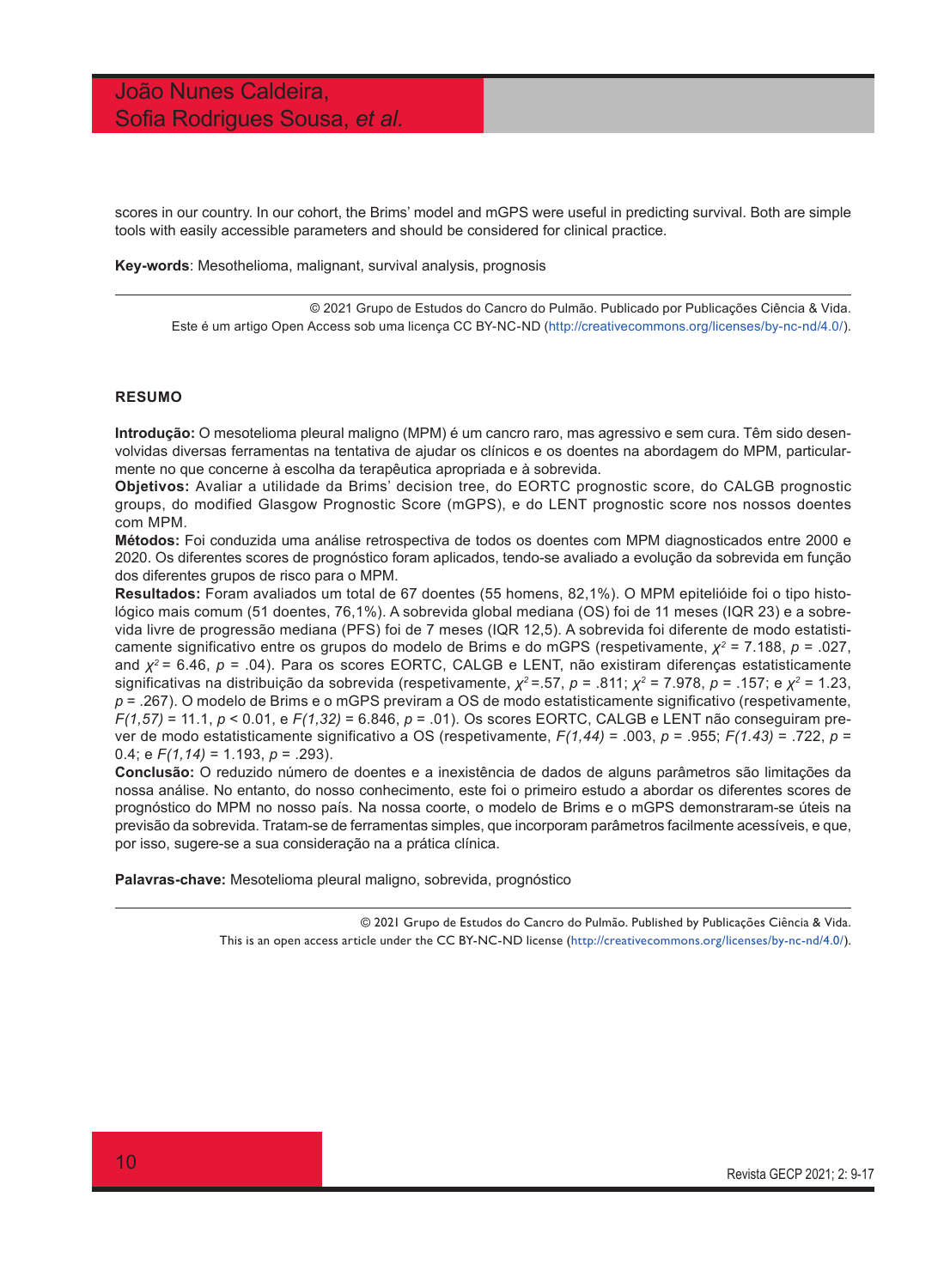scores in our country. In our cohort, the Brims' model and mGPS were useful in predicting survival. Both are simple tools with easily accessible parameters and should be considered for clinical practice.

**Key-words**: Mesothelioma, malignant, survival analysis, prognosis

© 2021 Grupo de Estudos do Cancro do Pulmão. Publicado por Publicações Ciência & Vida.
Este é um artigo Open Access sob uma licença CC BY-NC-ND (http://creativecommons.org/licenses/by-nc-nd/4.0/).

## RESUMO

**Introdução:** O mesotelioma pleural maligno (MPM) é um cancro raro, mas agressivo e sem cura. Têm sido desenvolvidas diversas ferramentas na tentativa de ajudar os clínicos e os doentes na abordagem do MPM, particularmente no que concerne à escolha da terapêutica apropriada e à sobrevida.
**Objetivos:** Avaliar a utilidade da Brims' decision tree, do EORTC prognostic score, do CALGB prognostic groups, do modified Glasgow Prognostic Score (mGPS), e do LENT prognostic score nos nossos doentes com MPM.
**Métodos:** Foi conduzida uma análise retrospectiva de todos os doentes com MPM diagnosticados entre 2000 e 2020. Os diferentes scores de prognóstico foram aplicados, tendo-se avaliado a evolução da sobrevida em função dos diferentes grupos de risco para o MPM.
**Resultados:** Foram avaliados um total de 67 doentes (55 homens, 82,1%). O MPM epitelióide foi o tipo histológico mais comum (51 doentes, 76,1%). A sobrevida global mediana (OS) foi de 11 meses (IQR 23) e a sobrevida livre de progressão mediana (PFS) foi de 7 meses (IQR 12,5). A sobrevida foi diferente de modo estatisticamente significativo entre os grupos do modelo de Brims e do mGPS (respetivamente, $\chi^2$ = 7.188, *p* = .027, and $\chi^2$ = 6.46, *p* = .04). Para os scores EORTC, CALGB e LENT, não existiram diferenças estatisticamente significativas na distribuição da sobrevida (respetivamente, $\chi^2$ =.57, *p* = .811; $\chi^2$ = 7.978, *p* = .157; e $\chi^2$ = 1.23, *p* = .267). O modelo de Brims e o mGPS previram a OS de modo estatisticamente significativo (respetivamente, $F(1,57)$ = 11.1, $p < 0.01$, e $F(1,32)$ = 6.846, *p* = .01). Os scores EORTC, CALGB e LENT não conseguiram prever de modo estatisticamente significativo a OS (respetivamente, $F(1,44)$ = .003, *p* = .955; $F(1.43)$ = .722, *p* = 0.4; e $F(1,14)$ = 1.193, *p* = .293).
**Conclusão:** O reduzido número de doentes e a inexistência de dados de alguns parâmetros são limitações da nossa análise. No entanto, do nosso conhecimento, este foi o primeiro estudo a abordar os diferentes scores de prognóstico do MPM no nosso país. Na nossa coorte, o modelo de Brims e o mGPS demonstraram-se úteis na previsão da sobrevida. Tratam-se de ferramentas simples, que incorporam parâmetros facilmente acessíveis, e que, por isso, sugere-se a sua consideração na a prática clínica.

**Palavras-chave:** Mesotelioma pleural maligno, sobrevida, prognóstico

© 2021 Grupo de Estudos do Cancro do Pulmão. Published by Publicações Ciência & Vida.
This is an open access article under the CC BY-NC-ND license (http://creativecommons.org/licenses/by-nc-nd/4.0/).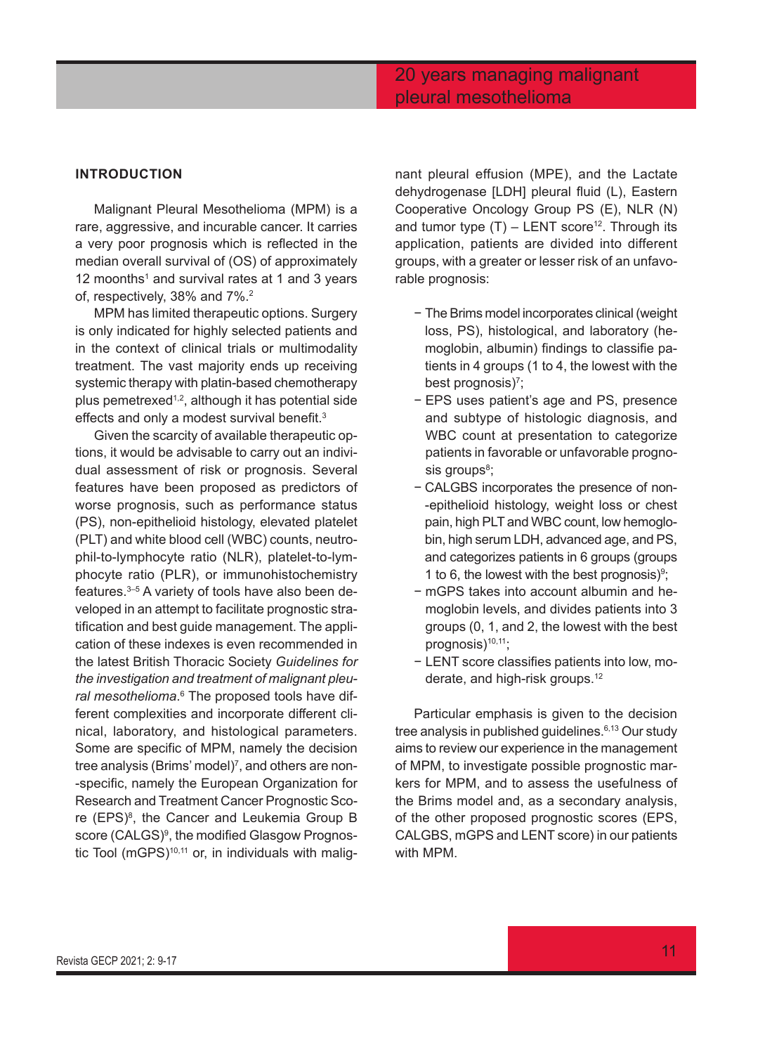## INTRODUCTION

Malignant Pleural Mesothelioma (MPM) is a rare, aggressive, and incurable cancer. It carries a very poor prognosis which is reflected in the median overall survival of (OS) of approximately 12 moonths[1] and survival rates at 1 and 3 years of, respectively, 38% and 7%.[2]

MPM has limited therapeutic options. Surgery is only indicated for highly selected patients and in the context of clinical trials or multimodality treatment. The vast majority ends up receiving systemic therapy with platin-based chemotherapy plus pemetrexed[1,2], although it has potential side effects and only a modest survival benefit.[3]

Given the scarcity of available therapeutic options, it would be advisable to carry out an individual assessment of risk or prognosis. Several features have been proposed as predictors of worse prognosis, such as performance status (PS), non-epithelioid histology, elevated platelet (PLT) and white blood cell (WBC) counts, neutrophil-to-lymphocyte ratio (NLR), platelet-to-lymphocyte ratio (PLR), or immunohistochemistry features.[3–5] A variety of tools have also been developed in an attempt to facilitate prognostic stratification and best guide management. The application of these indexes is even recommended in the latest British Thoracic Society *Guidelines for the investigation and treatment of malignant pleural mesothelioma*.[6] The proposed tools have different complexities and incorporate different clinical, laboratory, and histological parameters. Some are specific of MPM, namely the decision tree analysis (Brims' model)[7], and others are non-specific, namely the European Organization for Research and Treatment Cancer Prognostic Score (EPS)[8], the Cancer and Leukemia Group B score (CALGS)[9], the modified Glasgow Prognostic Tool (mGPS)[10,11] or, in individuals with malignant pleural effusion (MPE), and the Lactate dehydrogenase [LDH] pleural fluid (L), Eastern Cooperative Oncology Group PS (E), NLR (N) and tumor type (T) – LENT score[12]. Through its application, patients are divided into different groups, with a greater or lesser risk of an unfavorable prognosis:

- The Brims model incorporates clinical (weight loss, PS), histological, and laboratory (hemoglobin, albumin) findings to classifie patients in 4 groups (1 to 4, the lowest with the best prognosis)[7];
- EPS uses patient's age and PS, presence and subtype of histologic diagnosis, and WBC count at presentation to categorize patients in favorable or unfavorable prognosis groups[8];
- CALGBS incorporates the presence of non-epithelioid histology, weight loss or chest pain, high PLT and WBC count, low hemoglobin, high serum LDH, advanced age, and PS, and categorizes patients in 6 groups (groups 1 to 6, the lowest with the best prognosis)[9];
- mGPS takes into account albumin and hemoglobin levels, and divides patients into 3 groups (0, 1, and 2, the lowest with the best prognosis)[10,11];
- LENT score classifies patients into low, moderate, and high-risk groups.[12]

Particular emphasis is given to the decision tree analysis in published guidelines.[6,13] Our study aims to review our experience in the management of MPM, to investigate possible prognostic markers for MPM, and to assess the usefulness of the Brims model and, as a secondary analysis, of the other proposed prognostic scores (EPS, CALGBS, mGPS and LENT score) in our patients with MPM.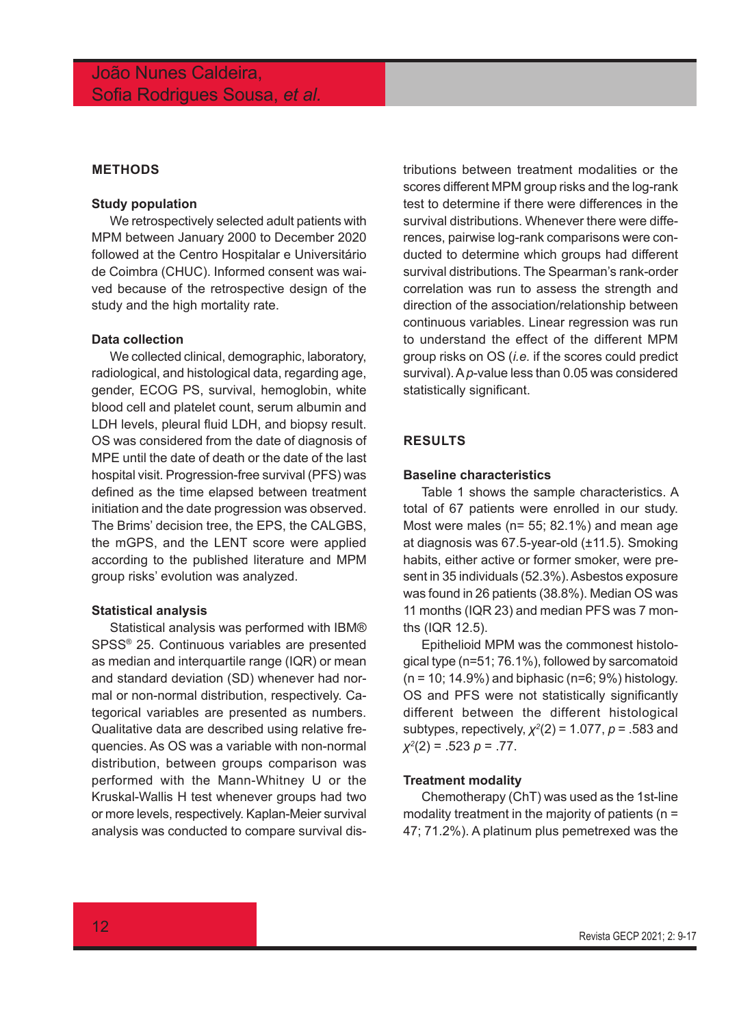## METHODS

### Study population

We retrospectively selected adult patients with MPM between January 2000 to December 2020 followed at the Centro Hospitalar e Universitário de Coimbra (CHUC). Informed consent was waived because of the retrospective design of the study and the high mortality rate.

### Data collection

We collected clinical, demographic, laboratory, radiological, and histological data, regarding age, gender, ECOG PS, survival, hemoglobin, white blood cell and platelet count, serum albumin and LDH levels, pleural fluid LDH, and biopsy result. OS was considered from the date of diagnosis of MPE until the date of death or the date of the last hospital visit. Progression-free survival (PFS) was defined as the time elapsed between treatment initiation and the date progression was observed. The Brims' decision tree, the EPS, the CALGBS, the mGPS, and the LENT score were applied according to the published literature and MPM group risks' evolution was analyzed.

### Statistical analysis

Statistical analysis was performed with IBM® SPSS® 25. Continuous variables are presented as median and interquartile range (IQR) or mean and standard deviation (SD) whenever had normal or non-normal distribution, respectively. Categorical variables are presented as numbers. Qualitative data are described using relative frequencies. As OS was a variable with non-normal distribution, between groups comparison was performed with the Mann-Whitney U or the Kruskal-Wallis H test whenever groups had two or more levels, respectively. Kaplan-Meier survival analysis was conducted to compare survival distributions between treatment modalities or the scores different MPM group risks and the log-rank test to determine if there were differences in the survival distributions. Whenever there were differences, pairwise log-rank comparisons were conducted to determine which groups had different survival distributions. The Spearman's rank-order correlation was run to assess the strength and direction of the association/relationship between continuous variables. Linear regression was run to understand the effect of the different MPM group risks on OS (*i.e.* if the scores could predict survival). A *p*-value less than 0.05 was considered statistically significant.

## RESULTS

### Baseline characteristics

Table 1 shows the sample characteristics. A total of 67 patients were enrolled in our study. Most were males (n= 55; 82.1%) and mean age at diagnosis was 67.5-year-old (±11.5). Smoking habits, either active or former smoker, were present in 35 individuals (52.3%). Asbestos exposure was found in 26 patients (38.8%). Median OS was 11 months (IQR 23) and median PFS was 7 months (IQR 12.5).

Epithelioid MPM was the commonest histological type (n=51; 76.1%), followed by sarcomatoid (n = 10; 14.9%) and biphasic (n=6; 9%) histology. OS and PFS were not statistically significantly different between the different histological subtypes, repectively, $\chi^2(2) = 1.077$, $p = .583$ and $\chi^2(2) = .523$ $p = .77$.

### Treatment modality

Chemotherapy (ChT) was used as the 1st-line modality treatment in the majority of patients (n = 47; 71.2%). A platinum plus pemetrexed was the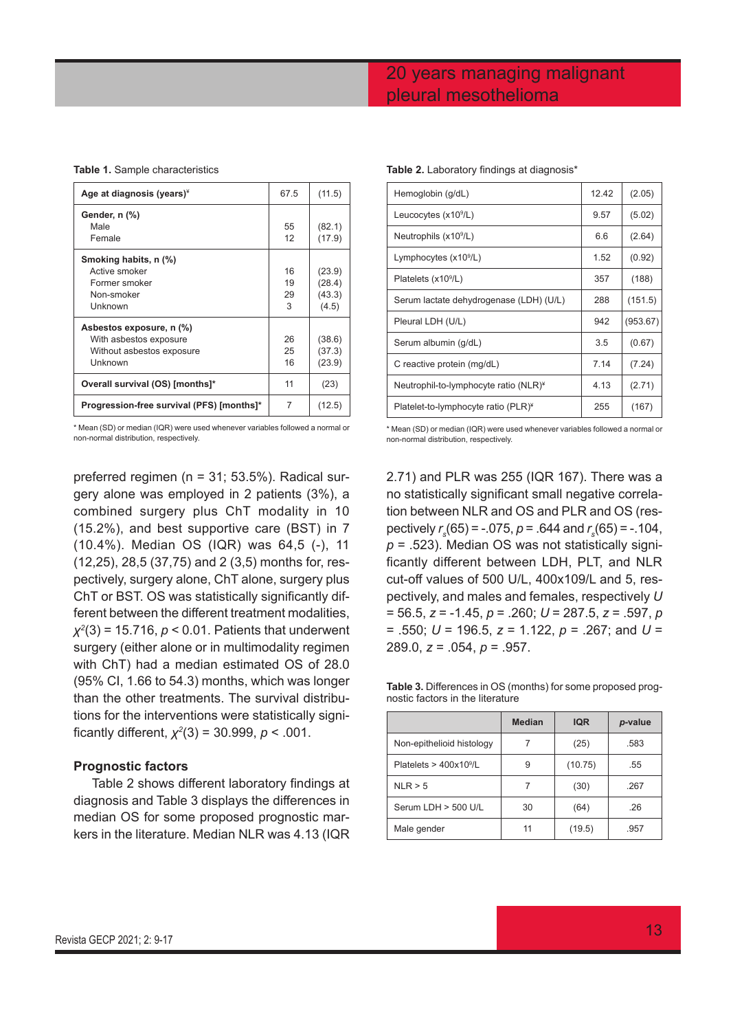**Table 1.** Sample characteristics

| | | |
|---|---|---|
| **Age at diagnosis (years)**[¥] | 67.5 | (11.5) |
| **Gender, n (%)** | | |
| Male | 55 | (82.1) |
| Female | 12 | (17.9) |
| **Smoking habits, n (%)** | | |
| Active smoker | 16 | (23.9) |
| Former smoker | 19 | (28.4) |
| Non-smoker | 29 | (43.3) |
| Unknown | 3 | (4.5) |
| **Asbestos exposure, n (%)** | | |
| With asbestos exposure | 26 | (38.6) |
| Without asbestos exposure | 25 | (37.3) |
| Unknown | 16 | (23.9) |
| **Overall survival (OS) [months]*** | 11 | (23) |
| **Progression-free survival (PFS) [months]*** | 7 | (12.5) |

\* Mean (SD) or median (IQR) were used whenever variables followed a normal or non-normal distribution, respectively.

preferred regimen (n = 31; 53.5%). Radical surgery alone was employed in 2 patients (3%), a combined surgery plus ChT modality in 10 (15.2%), and best supportive care (BST) in 7 (10.4%). Median OS (IQR) was 64,5 (-), 11 (12,25), 28,5 (37,75) and 2 (3,5) months for, respectively, surgery alone, ChT alone, surgery plus ChT or BST. OS was statistically significantly different between the different treatment modalities, $\chi^2(3) = 15.716$, $p < 0.01$. Patients that underwent surgery (either alone or in multimodality regimen with ChT) had a median estimated OS of 28.0 (95% CI, 1.66 to 54.3) months, which was longer than the other treatments. The survival distributions for the interventions were statistically significantly different, $\chi^2(3) = 30.999$, $p < .001$.

### Prognostic factors

Table 2 shows different laboratory findings at diagnosis and Table 3 displays the differences in median OS for some proposed prognostic markers in the literature. Median NLR was 4.13 (IQR 2.71) and PLR was 255 (IQR 167). There was a no statistically significant small negative correlation between NLR and OS and PLR and OS (respectively $r_s(65) = -.075$, $p = .644$ and $r_s(65) = -.104$, $p = .523$). Median OS was not statistically significantly different between LDH, PLT, and NLR cut-off values of 500 U/L, 400x109/L and 5, respectively, and males and females, respectively $U = 56.5$, $z = -1.45$, $p = .260$; $U = 287.5$, $z = .597$, $p = .550$; $U = 196.5$, $z = 1.122$, $p = .267$; and $U = 289.0$, $z = .054$, $p = .957$.

**Table 2.** Laboratory findings at diagnosis*

| | | |
|---|---|---|
| Hemoglobin (g/dL) | 12.42 | (2.05) |
| Leucocytes ($x10^9$/L) | 9.57 | (5.02) |
| Neutrophils ($x10^9$/L) | 6.6 | (2.64) |
| Lymphocytes ($x10^9$/L) | 1.52 | (0.92) |
| Platelets ($x10^9$/L) | 357 | (188) |
| Serum lactate dehydrogenase (LDH) (U/L) | 288 | (151.5) |
| Pleural LDH (U/L) | 942 | (953.67) |
| Serum albumin (g/dL) | 3.5 | (0.67) |
| C reactive protein (mg/dL) | 7.14 | (7.24) |
| Neutrophil-to-lymphocyte ratio (NLR)[¥] | 4.13 | (2.71) |
| Platelet-to-lymphocyte ratio (PLR)[¥] | 255 | (167) |

\* Mean (SD) or median (IQR) were used whenever variables followed a normal or non-normal distribution, respectively.

**Table 3.** Differences in OS (months) for some proposed prognostic factors in the literature

| | Median | IQR | *p*-value |
|---|---|---|---|
| Non-epithelioid histology | 7 | (25) | .583 |
| Platelets > 400x10⁹/L | 9 | (10.75) | .55 |
| NLR > 5 | 7 | (30) | .267 |
| Serum LDH > 500 U/L | 30 | (64) | .26 |
| Male gender | 11 | (19.5) | .957 |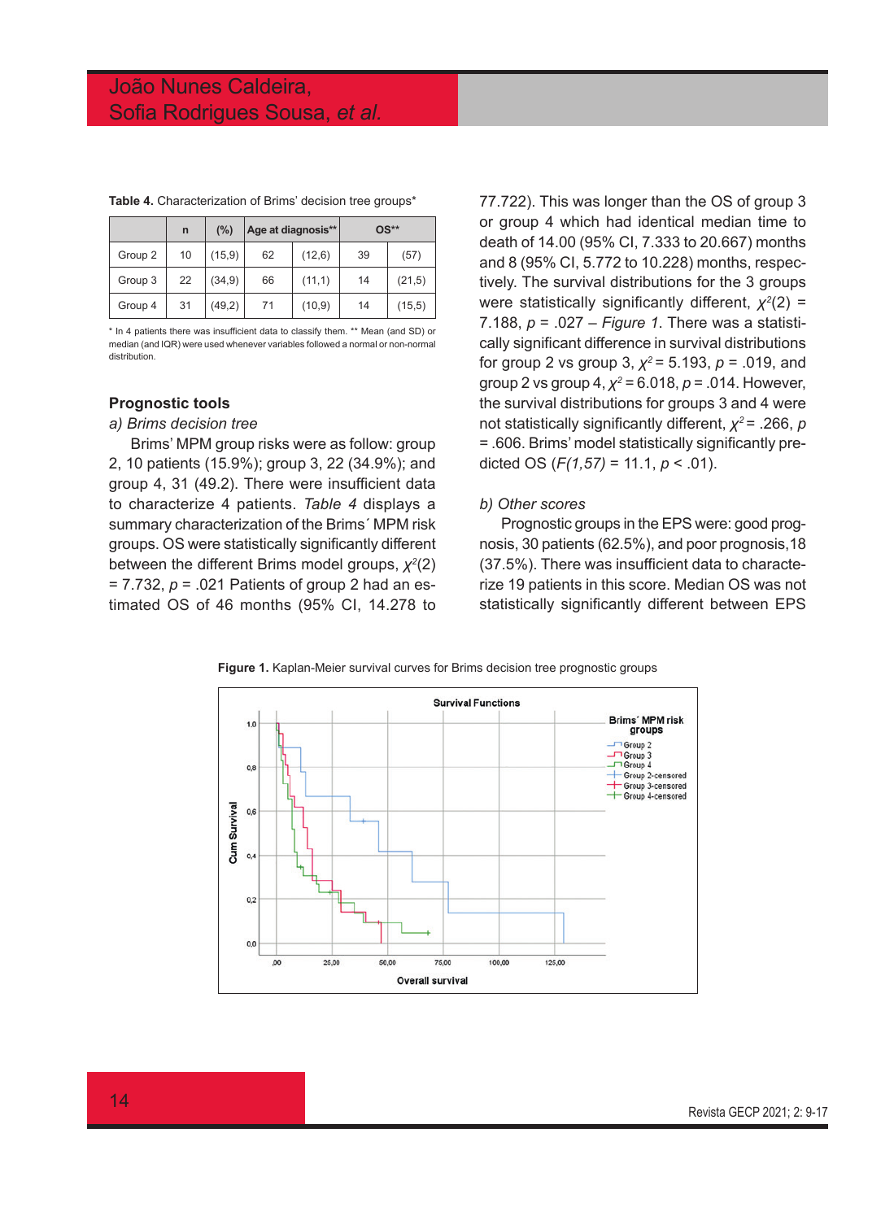**Table 4.** Characterization of Brims' decision tree groups*

| | n | (%) | Age at diagnosis** | | OS** | |
|---|---|---|---|---|---|---|
| Group 2 | 10 | (15,9) | 62 | (12,6) | 39 | (57) |
| Group 3 | 22 | (34,9) | 66 | (11,1) | 14 | (21,5) |
| Group 4 | 31 | (49,2) | 71 | (10,9) | 14 | (15,5) |

\* In 4 patients there was insufficient data to classify them. ** Mean (and SD) or median (and IQR) were used whenever variables followed a normal or non-normal distribution.

### Prognostic tools

*a) Brims decision tree*

Brims' MPM group risks were as follow: group 2, 10 patients (15.9%); group 3, 22 (34.9%); and group 4, 31 (49.2). There were insufficient data to characterize 4 patients. *Table 4* displays a summary characterization of the Brims´ MPM risk groups. OS were statistically significantly different between the different Brims model groups, $\chi^2(2) = 7.732$, $p = .021$ Patients of group 2 had an estimated OS of 46 months (95% CI, 14.278 to 77.722). This was longer than the OS of group 3 or group 4 which had identical median time to death of 14.00 (95% CI, 7.333 to 20.667) months and 8 (95% CI, 5.772 to 10.228) months, respectively. The survival distributions for the 3 groups were statistically significantly different, $\chi^2(2) = 7.188$, $p = .027$ – *Figure 1*. There was a statistically significant difference in survival distributions for group 2 vs group 3, $\chi^2 = 5.193$, $p = .019$, and group 2 vs group 4, $\chi^2 = 6.018$, $p = .014$. However, the survival distributions for groups 3 and 4 were not statistically significantly different, $\chi^2 = .266$, $p = .606$. Brims' model statistically significantly predicted OS ($F(1,57) = 11.1$, $p < .01$).

*b) Other scores*

Prognostic groups in the EPS were: good prognosis, 30 patients (62.5%), and poor prognosis,18 (37.5%). There was insufficient data to characterize 19 patients in this score. Median OS was not statistically significantly different between EPS

**Figure 1.** Kaplan-Meier survival curves for Brims decision tree prognostic groups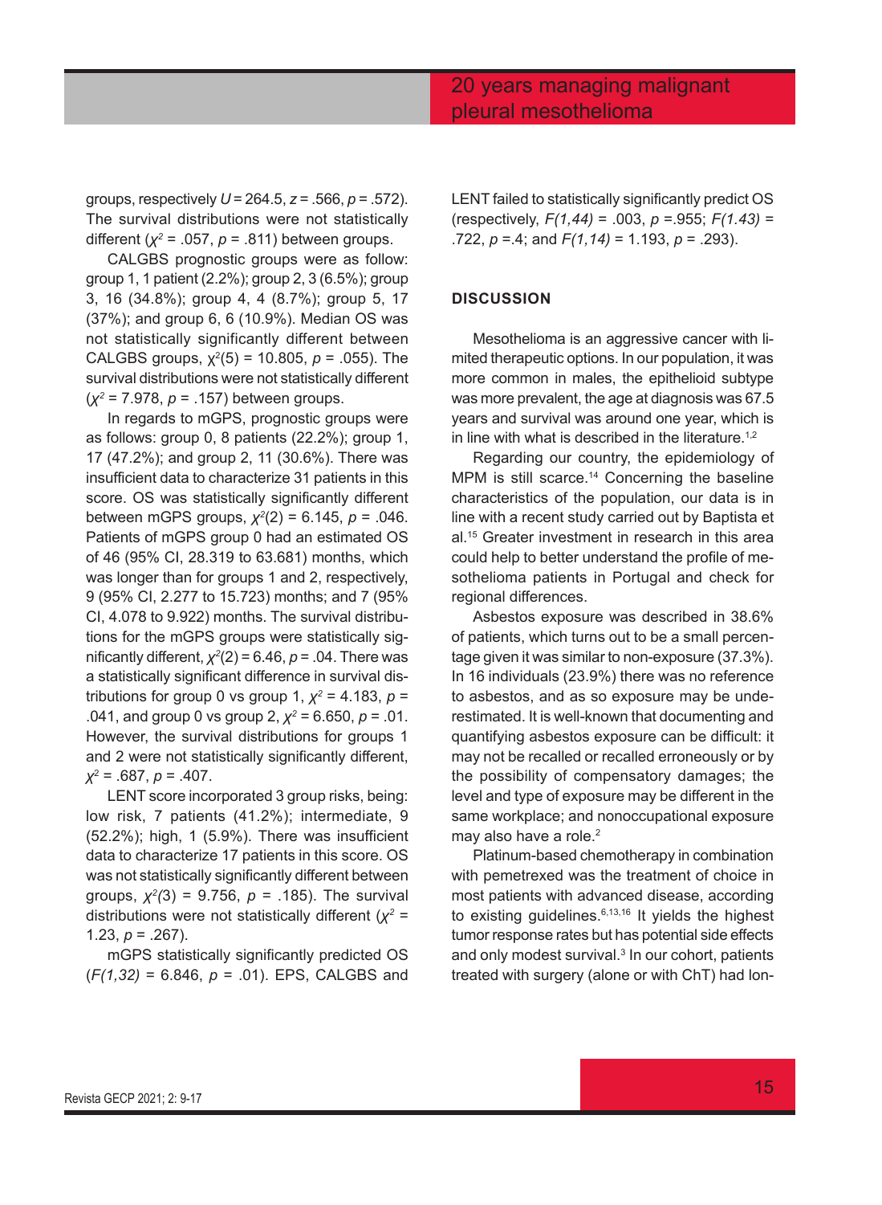groups, respectively $U = 264.5$, $z = .566$, $p = .572$). The survival distributions were not statistically different ($\chi^2 = .057$, $p = .811$) between groups.

CALGBS prognostic groups were as follow: group 1, 1 patient (2.2%); group 2, 3 (6.5%); group 3, 16 (34.8%); group 4, 4 (8.7%); group 5, 17 (37%); and group 6, 6 (10.9%). Median OS was not statistically significantly different between CALGBS groups, $\chi^2(5) = 10.805$, $p = .055$). The survival distributions were not statistically different ($\chi^2 = 7.978$, $p = .157$) between groups.

In regards to mGPS, prognostic groups were as follows: group 0, 8 patients (22.2%); group 1, 17 (47.2%); and group 2, 11 (30.6%). There was insufficient data to characterize 31 patients in this score. OS was statistically significantly different between mGPS groups, $\chi^2(2) = 6.145$, $p = .046$. Patients of mGPS group 0 had an estimated OS of 46 (95% CI, 28.319 to 63.681) months, which was longer than for groups 1 and 2, respectively, 9 (95% CI, 2.277 to 15.723) months; and 7 (95% CI, 4.078 to 9.922) months. The survival distributions for the mGPS groups were statistically significantly different, $\chi^2(2) = 6.46$, $p = .04$. There was a statistically significant difference in survival distributions for group 0 vs group 1, $\chi^2 = 4.183$, $p = .041$, and group 0 vs group 2, $\chi^2 = 6.650$, $p = .01$. However, the survival distributions for groups 1 and 2 were not statistically significantly different, $\chi^2 = .687$, $p = .407$.

LENT score incorporated 3 group risks, being: low risk, 7 patients (41.2%); intermediate, 9 (52.2%); high, 1 (5.9%). There was insufficient data to characterize 17 patients in this score. OS was not statistically significantly different between groups, $\chi^2(3) = 9.756$, $p = .185$). The survival distributions were not statistically different ($\chi^2 = 1.23$, $p = .267$).

mGPS statistically significantly predicted OS ($F(1,32) = 6.846$, $p = .01$). EPS, CALGBS and LENT failed to statistically significantly predict OS (respectively, $F(1,44) = .003$, $p = .955$; $F(1.43) = .722$, $p = .4$; and $F(1,14) = 1.193$, $p = .293$).

## DISCUSSION

Mesothelioma is an aggressive cancer with limited therapeutic options. In our population, it was more common in males, the epithelioid subtype was more prevalent, the age at diagnosis was 67.5 years and survival was around one year, which is in line with what is described in the literature.[1,2]

Regarding our country, the epidemiology of MPM is still scarce.[14] Concerning the baseline characteristics of the population, our data is in line with a recent study carried out by Baptista et al.[15] Greater investment in research in this area could help to better understand the profile of mesothelioma patients in Portugal and check for regional differences.

Asbestos exposure was described in 38.6% of patients, which turns out to be a small percentage given it was similar to non-exposure (37.3%). In 16 individuals (23.9%) there was no reference to asbestos, and as so exposure may be underestimated. It is well-known that documenting and quantifying asbestos exposure can be difficult: it may not be recalled or recalled erroneously or by the possibility of compensatory damages; the level and type of exposure may be different in the same workplace; and nonoccupational exposure may also have a role.[2]

Platinum-based chemotherapy in combination with pemetrexed was the treatment of choice in most patients with advanced disease, according to existing guidelines.[6,13,16] It yields the highest tumor response rates but has potential side effects and only modest survival.[3] In our cohort, patients treated with surgery (alone or with ChT) had lon-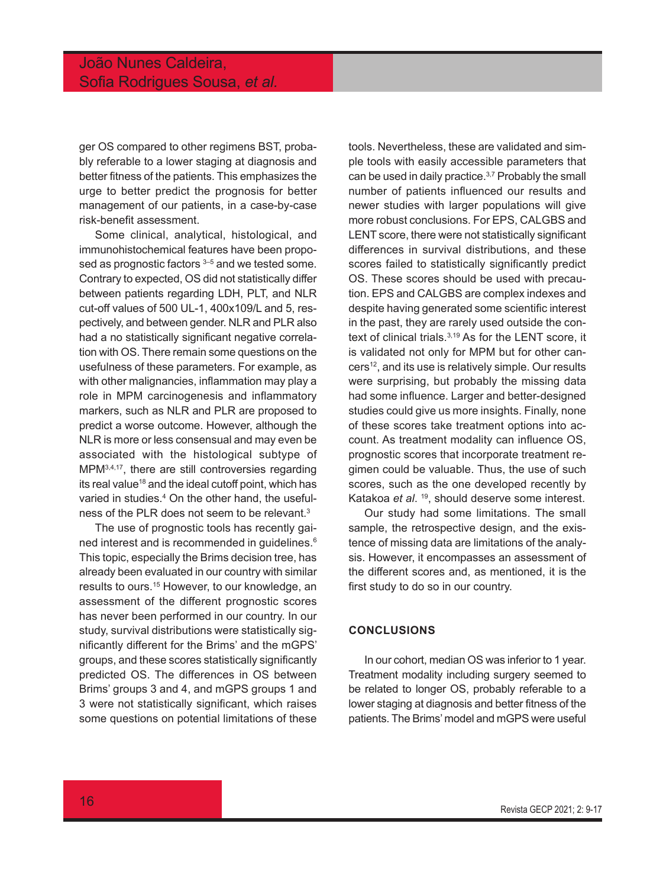ger OS compared to other regimens BST, probably referable to a lower staging at diagnosis and better fitness of the patients. This emphasizes the urge to better predict the prognosis for better management of our patients, in a case-by-case risk-benefit assessment.

Some clinical, analytical, histological, and immunohistochemical features have been proposed as prognostic factors [3–5] and we tested some. Contrary to expected, OS did not statistically differ between patients regarding LDH, PLT, and NLR cut-off values of 500 UL-1, 400x109/L and 5, respectively, and between gender. NLR and PLR also had a no statistically significant negative correlation with OS. There remain some questions on the usefulness of these parameters. For example, as with other malignancies, inflammation may play a role in MPM carcinogenesis and inflammatory markers, such as NLR and PLR are proposed to predict a worse outcome. However, although the NLR is more or less consensual and may even be associated with the histological subtype of MPM[3,4,17], there are still controversies regarding its real value[18] and the ideal cutoff point, which has varied in studies.[4] On the other hand, the usefulness of the PLR does not seem to be relevant.[3]

The use of prognostic tools has recently gained interest and is recommended in guidelines.[6] This topic, especially the Brims decision tree, has already been evaluated in our country with similar results to ours.[15] However, to our knowledge, an assessment of the different prognostic scores has never been performed in our country. In our study, survival distributions were statistically significantly different for the Brims' and the mGPS' groups, and these scores statistically significantly predicted OS. The differences in OS between Brims' groups 3 and 4, and mGPS groups 1 and 3 were not statistically significant, which raises some questions on potential limitations of these tools. Nevertheless, these are validated and simple tools with easily accessible parameters that can be used in daily practice.[3,7] Probably the small number of patients influenced our results and newer studies with larger populations will give more robust conclusions. For EPS, CALGBS and LENT score, there were not statistically significant differences in survival distributions, and these scores failed to statistically significantly predict OS. These scores should be used with precaution. EPS and CALGBS are complex indexes and despite having generated some scientific interest in the past, they are rarely used outside the context of clinical trials.[3,19] As for the LENT score, it is validated not only for MPM but for other cancers[12], and its use is relatively simple. Our results were surprising, but probably the missing data had some influence. Larger and better-designed studies could give us more insights. Finally, none of these scores take treatment options into account. As treatment modality can influence OS, prognostic scores that incorporate treatment regimen could be valuable. Thus, the use of such scores, such as the one developed recently by Katakoa *et al*. [19], should deserve some interest.

Our study had some limitations. The small sample, the retrospective design, and the existence of missing data are limitations of the analysis. However, it encompasses an assessment of the different scores and, as mentioned, it is the first study to do so in our country.

## CONCLUSIONS

In our cohort, median OS was inferior to 1 year. Treatment modality including surgery seemed to be related to longer OS, probably referable to a lower staging at diagnosis and better fitness of the patients. The Brims' model and mGPS were useful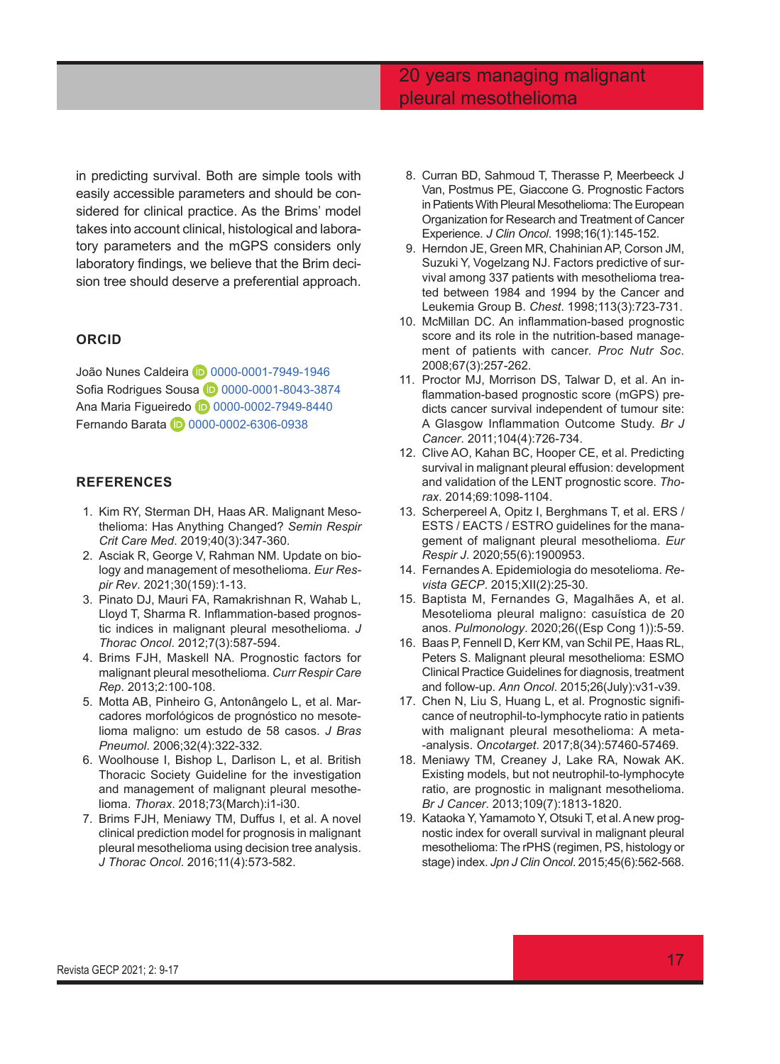in predicting survival. Both are simple tools with easily accessible parameters and should be considered for clinical practice. As the Brims' model takes into account clinical, histological and laboratory parameters and the mGPS considers only laboratory findings, we believe that the Brim decision tree should deserve a preferential approach.

## ORCID

João Nunes Caldeira 0000-0001-7949-1946
Sofia Rodrigues Sousa 0000-0001-8043-3874
Ana Maria Figueiredo 0000-0002-7949-8440
Fernando Barata 0000-0002-6306-0938

## REFERENCES

1. Kim RY, Sterman DH, Haas AR. Malignant Mesothelioma: Has Anything Changed? *Semin Respir Crit Care Med*. 2019;40(3):347-360.
2. Asciak R, George V, Rahman NM. Update on biology and management of mesothelioma. *Eur Respir Rev*. 2021;30(159):1-13.
3. Pinato DJ, Mauri FA, Ramakrishnan R, Wahab L, Lloyd T, Sharma R. Inflammation-based prognostic indices in malignant pleural mesothelioma. *J Thorac Oncol*. 2012;7(3):587-594.
4. Brims FJH, Maskell NA. Prognostic factors for malignant pleural mesothelioma. *Curr Respir Care Rep*. 2013;2:100-108.
5. Motta AB, Pinheiro G, Antonângelo L, et al. Marcadores morfológicos de prognóstico no mesotelioma maligno: um estudo de 58 casos. *J Bras Pneumol*. 2006;32(4):322-332.
6. Woolhouse I, Bishop L, Darlison L, et al. British Thoracic Society Guideline for the investigation and management of malignant pleural mesothelioma. *Thorax*. 2018;73(March):i1-i30.
7. Brims FJH, Meniawy TM, Duffus I, et al. A novel clinical prediction model for prognosis in malignant pleural mesothelioma using decision tree analysis. *J Thorac Oncol*. 2016;11(4):573-582.
8. Curran BD, Sahmoud T, Therasse P, Meerbeeck J Van, Postmus PE, Giaccone G. Prognostic Factors in Patients With Pleural Mesothelioma: The European Organization for Research and Treatment of Cancer Experience. *J Clin Oncol*. 1998;16(1):145-152.
9. Herndon JE, Green MR, Chahinian AP, Corson JM, Suzuki Y, Vogelzang NJ. Factors predictive of survival among 337 patients with mesothelioma treated between 1984 and 1994 by the Cancer and Leukemia Group B. *Chest*. 1998;113(3):723-731.
10. McMillan DC. An inflammation-based prognostic score and its role in the nutrition-based management of patients with cancer. *Proc Nutr Soc*. 2008;67(3):257-262.
11. Proctor MJ, Morrison DS, Talwar D, et al. An inflammation-based prognostic score (mGPS) predicts cancer survival independent of tumour site: A Glasgow Inflammation Outcome Study. *Br J Cancer*. 2011;104(4):726-734.
12. Clive AO, Kahan BC, Hooper CE, et al. Predicting survival in malignant pleural effusion: development and validation of the LENT prognostic score. *Thorax*. 2014;69:1098-1104.
13. Scherpereel A, Opitz I, Berghmans T, et al. ERS / ESTS / EACTS / ESTRO guidelines for the management of malignant pleural mesothelioma. *Eur Respir J*. 2020;55(6):1900953.
14. Fernandes A. Epidemiologia do mesotelioma. *Revista GECP*. 2015;XII(2):25-30.
15. Baptista M, Fernandes G, Magalhães A, et al. Mesotelioma pleural maligno: casuística de 20 anos. *Pulmonology*. 2020;26((Esp Cong 1)):5-59.
16. Baas P, Fennell D, Kerr KM, van Schil PE, Haas RL, Peters S. Malignant pleural mesothelioma: ESMO Clinical Practice Guidelines for diagnosis, treatment and follow-up. *Ann Oncol*. 2015;26(July):v31-v39.
17. Chen N, Liu S, Huang L, et al. Prognostic significance of neutrophil-to-lymphocyte ratio in patients with malignant pleural mesothelioma: A meta--analysis. *Oncotarget*. 2017;8(34):57460-57469.
18. Meniawy TM, Creaney J, Lake RA, Nowak AK. Existing models, but not neutrophil-to-lymphocyte ratio, are prognostic in malignant mesothelioma. *Br J Cancer*. 2013;109(7):1813-1820.
19. Kataoka Y, Yamamoto Y, Otsuki T, et al. A new prognostic index for overall survival in malignant pleural mesothelioma: The rPHS (regimen, PS, histology or stage) index. *Jpn J Clin Oncol*. 2015;45(6):562-568.